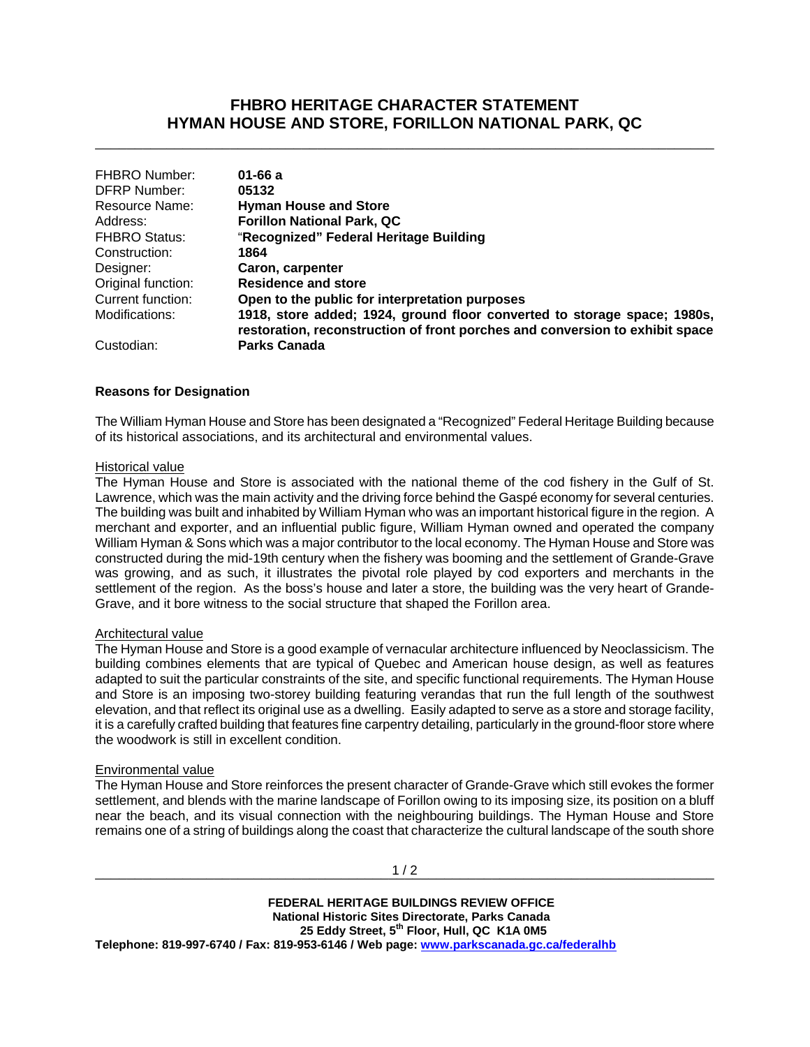# FHBRO HERITAGE CHARACTER STATEMENT
# HYMAN HOUSE AND STORE, FORILLON NATIONAL PARK, QC

| | |
|---|---|
| FHBRO Number: | **01-66 a** |
| DFRP Number: | **05132** |
| Resource Name: | **Hyman House and Store** |
| Address: | **Forillon National Park, QC** |
| FHBRO Status: | **"Recognized" Federal Heritage Building** |
| Construction: | **1864** |
| Designer: | **Caron, carpenter** |
| Original function: | **Residence and store** |
| Current function: | **Open to the public for interpretation purposes** |
| Modifications: | **1918, store added; 1924, ground floor converted to storage space; 1980s, restoration, reconstruction of front porches and conversion to exhibit space** |
| Custodian: | **Parks Canada** |

**Reasons for Designation**

The William Hyman House and Store has been designated a "Recognized" Federal Heritage Building because of its historical associations, and its architectural and environmental values.

Historical value

The Hyman House and Store is associated with the national theme of the cod fishery in the Gulf of St. Lawrence, which was the main activity and the driving force behind the Gaspé economy for several centuries. The building was built and inhabited by William Hyman who was an important historical figure in the region. A merchant and exporter, and an influential public figure, William Hyman owned and operated the company William Hyman & Sons which was a major contributor to the local economy. The Hyman House and Store was constructed during the mid-19th century when the fishery was booming and the settlement of Grande-Grave was growing, and as such, it illustrates the pivotal role played by cod exporters and merchants in the settlement of the region. As the boss's house and later a store, the building was the very heart of Grande-Grave, and it bore witness to the social structure that shaped the Forillon area.

Architectural value

The Hyman House and Store is a good example of vernacular architecture influenced by Neoclassicism. The building combines elements that are typical of Quebec and American house design, as well as features adapted to suit the particular constraints of the site, and specific functional requirements. The Hyman House and Store is an imposing two-storey building featuring verandas that run the full length of the southwest elevation, and that reflect its original use as a dwelling. Easily adapted to serve as a store and storage facility, it is a carefully crafted building that features fine carpentry detailing, particularly in the ground-floor store where the woodwork is still in excellent condition.

Environmental value

The Hyman House and Store reinforces the present character of Grande-Grave which still evokes the former settlement, and blends with the marine landscape of Forillon owing to its imposing size, its position on a bluff near the beach, and its visual connection with the neighbouring buildings. The Hyman House and Store remains one of a string of buildings along the coast that characterize the cultural landscape of the south shore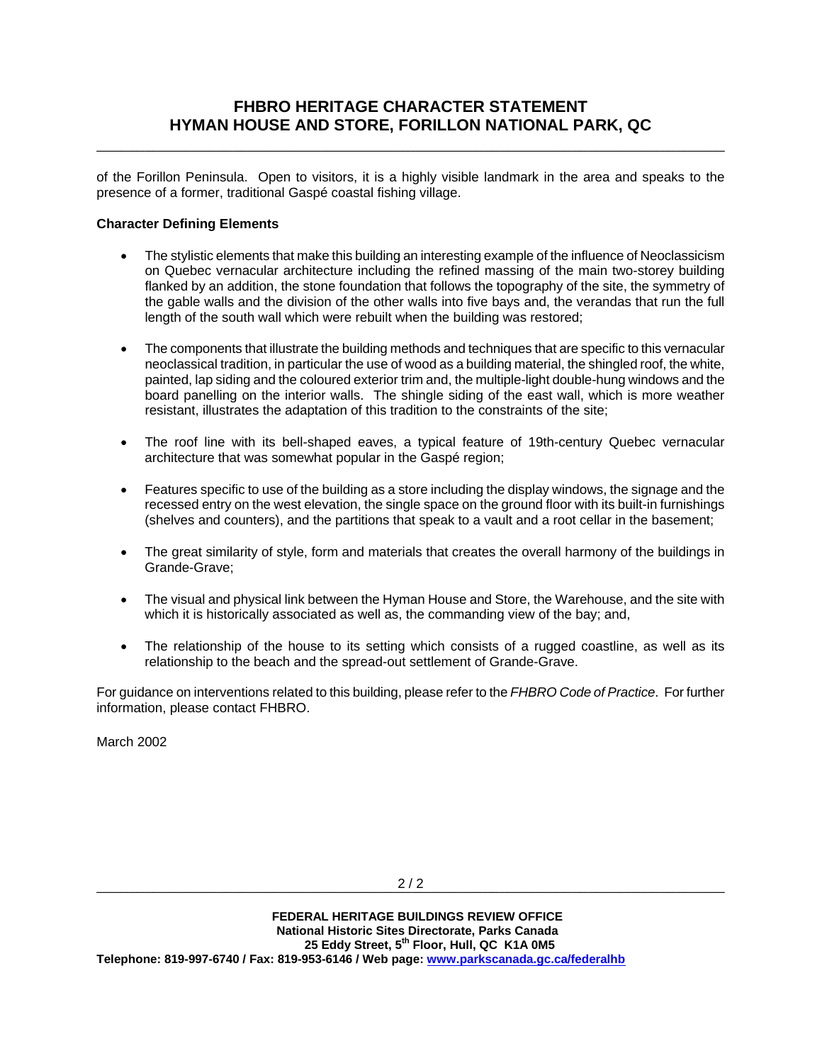of the Forillon Peninsula. Open to visitors, it is a highly visible landmark in the area and speaks to the presence of a former, traditional Gaspé coastal fishing village.

**Character Defining Elements**

- The stylistic elements that make this building an interesting example of the influence of Neoclassicism on Quebec vernacular architecture including the refined massing of the main two-storey building flanked by an addition, the stone foundation that follows the topography of the site, the symmetry of the gable walls and the division of the other walls into five bays and, the verandas that run the full length of the south wall which were rebuilt when the building was restored;

- The components that illustrate the building methods and techniques that are specific to this vernacular neoclassical tradition, in particular the use of wood as a building material, the shingled roof, the white, painted, lap siding and the coloured exterior trim and, the multiple-light double-hung windows and the board panelling on the interior walls. The shingle siding of the east wall, which is more weather resistant, illustrates the adaptation of this tradition to the constraints of the site;

- The roof line with its bell-shaped eaves, a typical feature of 19th-century Quebec vernacular architecture that was somewhat popular in the Gaspé region;

- Features specific to use of the building as a store including the display windows, the signage and the recessed entry on the west elevation, the single space on the ground floor with its built-in furnishings (shelves and counters), and the partitions that speak to a vault and a root cellar in the basement;

- The great similarity of style, form and materials that creates the overall harmony of the buildings in Grande-Grave;

- The visual and physical link between the Hyman House and Store, the Warehouse, and the site with which it is historically associated as well as, the commanding view of the bay; and,

- The relationship of the house to its setting which consists of a rugged coastline, as well as its relationship to the beach and the spread-out settlement of Grande-Grave.

For guidance on interventions related to this building, please refer to the *FHBRO Code of Practice*. For further information, please contact FHBRO.

March 2002